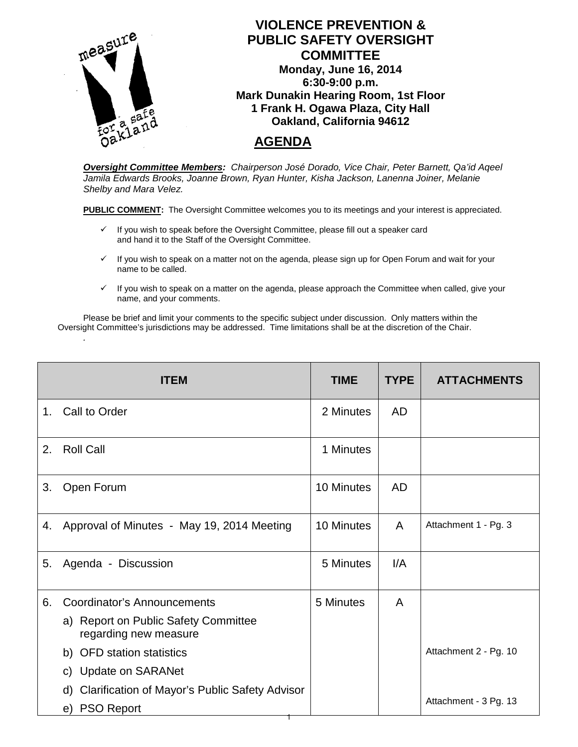# VIOLENCE PRECENTION & PUBLIC SAFETY OVERSIGHT COMMITTEE

**Monday, June 16, 2014**
**6:30-9:00 p.m.**
**Mark Dunakin Hearing Room, 1st Floor**
**1 Frank H. Ogawa Plaza, City Hall**
**Oakland, California 94612**

## AGENDA

***Oversight Committee Members:*** *Chairperson José Dorado, Vice Chair, Peter Barnett, Qa'id Aqeel Jamila Edwards Brooks, Joanne Brown, Ryan Hunter, Kisha Jackson, Lanenna Joiner, Melanie Shelby and Mara Velez.*

**PUBLIC COMMENT:** The Oversight Committee welcomes you to its meetings and your interest is appreciated.

- ✓ If you wish to speak before the Oversight Committee, please fill out a speaker card and hand it to the Staff of the Oversight Committee.
- ✓ If you wish to speak on a matter not on the agenda, please sign up for Open Forum and wait for your name to be called.
- ✓ If you wish to speak on a matter on the agenda, please approach the Committee when called, give your name, and your comments.

Please be brief and limit your comments to the specific subject under discussion. Only matters within the Oversight Committee's jurisdictions may be addressed. Time limitations shall be at the discretion of the Chair.

.

| ITEM | TIME | TYPE | ATTACHMENTS |
|---|---|---|---|
| 1. Call to Order | 2 Minutes | AD | |
| 2. Roll Call | 1 Minutes | | |
| 3. Open Forum | 10 Minutes | AD | |
| 4. Approval of Minutes - May 19, 2014 Meeting | 10 Minutes | A | Attachment 1 - Pg. 3 |
| 5. Agenda - Discussion | 5 Minutes | I/A | |
| 6. Coordinator's Announcements<br>a) Report on Public Safety Committee regarding new measure<br>b) OFD station statistics<br>c) Update on SARANet<br>d) Clarification of Mayor's Public Safety Advisor<br>e) PSO Report | 5 Minutes | A | <br><br>Attachment 2 - Pg. 10<br><br><br>Attachment - 3 Pg. 13 |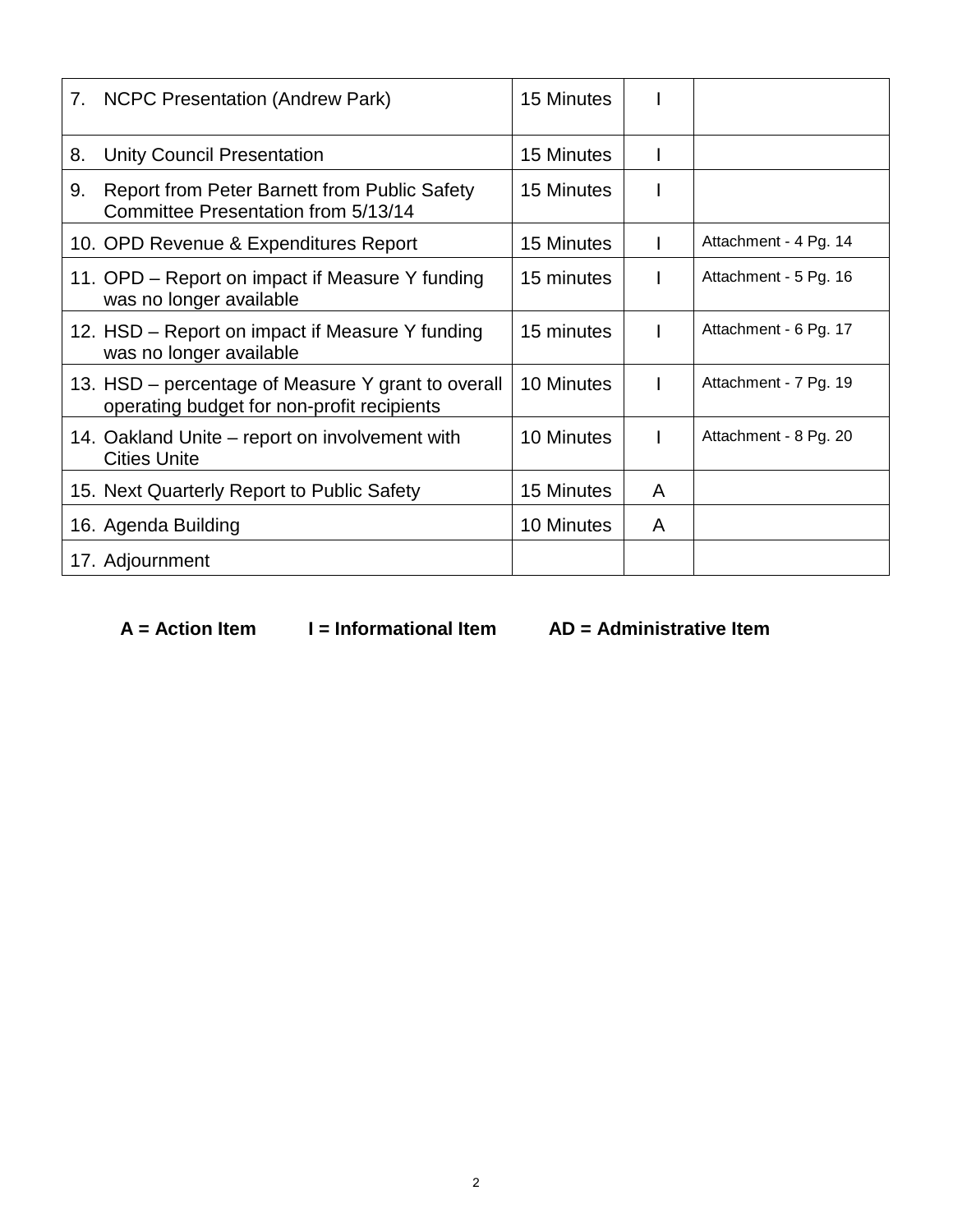| | | | |
|---|---|---|---|
| 7. NCPC Presentation (Andrew Park) | 15 Minutes | I | |
| 8. Unity Council Presentation | 15 Minutes | I | |
| 9. Report from Peter Barnett from Public Safety Committee Presentation from 5/13/14 | 15 Minutes | I | |
| 10. OPD Revenue & Expenditures Report | 15 Minutes | I | Attachment - 4 Pg. 14 |
| 11. OPD – Report on impact if Measure Y funding was no longer available | 15 minutes | I | Attachment - 5 Pg. 16 |
| 12. HSD – Report on impact if Measure Y funding was no longer available | 15 minutes | I | Attachment - 6 Pg. 17 |
| 13. HSD – percentage of Measure Y grant to overall operating budget for non-profit recipients | 10 Minutes | I | Attachment - 7 Pg. 19 |
| 14. Oakland Unite – report on involvement with Cities Unite | 10 Minutes | I | Attachment - 8 Pg. 20 |
| 15. Next Quarterly Report to Public Safety | 15 Minutes | A | |
| 16. Agenda Building | 10 Minutes | A | |
| 17. Adjournment | | | |

**A = Action Item I = Informational Item AD = Administrative Item**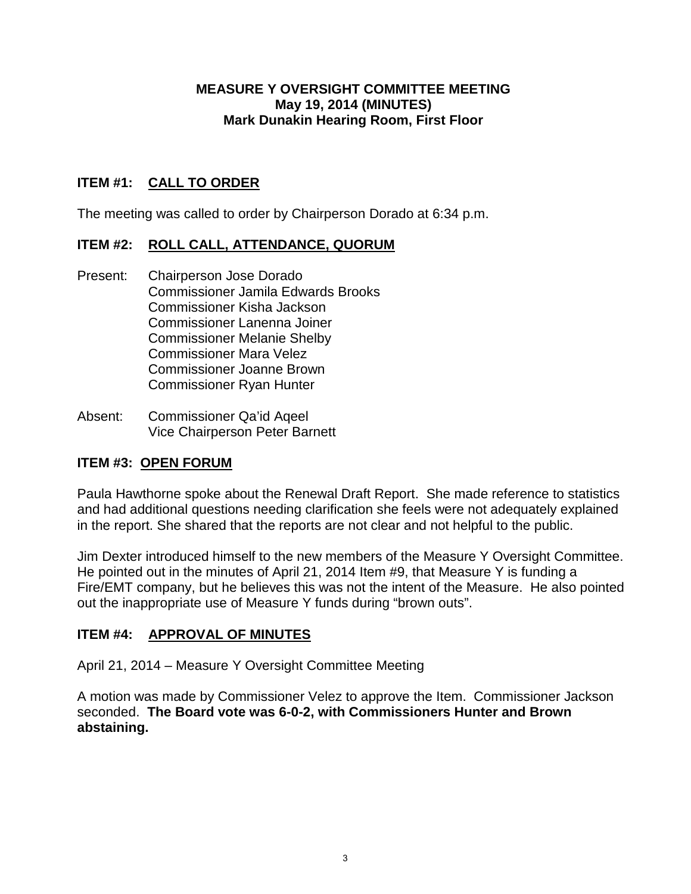**MEASURE Y OVERSIGHT COMMITTEE MEETING**
**May 19, 2014 (MINUTES)**
**Mark Dunakin Hearing Room, First Floor**

## ITEM #1: CALL TO ORDER

The meeting was called to order by Chairperson Dorado at 6:34 p.m.

## ITEM #2: ROLL CALL, ATTENDANCE, QUORUM

Present:
- Chairperson Jose Dorado
- Commissioner Jamila Edwards Brooks
- Commissioner Kisha Jackson
- Commissioner Lanenna Joiner
- Commissioner Melanie Shelby
- Commissioner Mara Velez
- Commissioner Joanne Brown
- Commissioner Ryan Hunter

Absent:
- Commissioner Qa'id Aqeel
- Vice Chairperson Peter Barnett

## ITEM #3: OPEN FORUM

Paula Hawthorne spoke about the Renewal Draft Report. She made reference to statistics and had additional questions needing clarification she feels were not adequately explained in the report. She shared that the reports are not clear and not helpful to the public.

Jim Dexter introduced himself to the new members of the Measure Y Oversight Committee. He pointed out in the minutes of April 21, 2014 Item #9, that Measure Y is funding a Fire/EMT company, but he believes this was not the intent of the Measure. He also pointed out the inappropriate use of Measure Y funds during "brown outs".

## ITEM #4: APPROVAL OF MINUTES

April 21, 2014 – Measure Y Oversight Committee Meeting

A motion was made by Commissioner Velez to approve the Item. Commissioner Jackson seconded. **The Board vote was 6-0-2, with Commissioners Hunter and Brown abstaining.**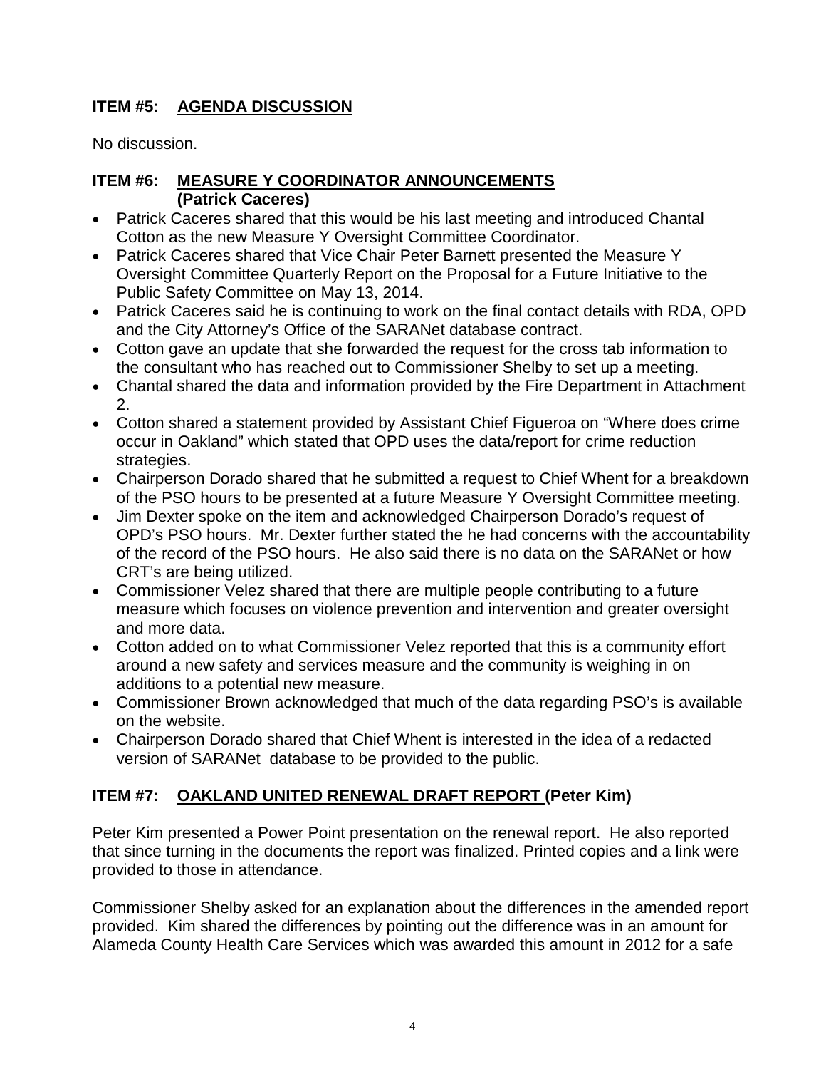## ITEM #5: AGENDA DISCUSSION

No discussion.

## ITEM #6: MEASURE Y COORDINATOR ANNOUNCEMENTS (Patrick Caceres)

- Patrick Caceres shared that this would be his last meeting and introduced Chantal Cotton as the new Measure Y Oversight Committee Coordinator.
- Patrick Caceres shared that Vice Chair Peter Barnett presented the Measure Y Oversight Committee Quarterly Report on the Proposal for a Future Initiative to the Public Safety Committee on May 13, 2014.
- Patrick Caceres said he is continuing to work on the final contact details with RDA, OPD and the City Attorney's Office of the SARANet database contract.
- Cotton gave an update that she forwarded the request for the cross tab information to the consultant who has reached out to Commissioner Shelby to set up a meeting.
- Chantal shared the data and information provided by the Fire Department in Attachment 2.
- Cotton shared a statement provided by Assistant Chief Figueroa on "Where does crime occur in Oakland" which stated that OPD uses the data/report for crime reduction strategies.
- Chairperson Dorado shared that he submitted a request to Chief Whent for a breakdown of the PSO hours to be presented at a future Measure Y Oversight Committee meeting.
- Jim Dexter spoke on the item and acknowledged Chairperson Dorado's request of OPD's PSO hours. Mr. Dexter further stated the he had concerns with the accountability of the record of the PSO hours. He also said there is no data on the SARANet or how CRT's are being utilized.
- Commissioner Velez shared that there are multiple people contributing to a future measure which focuses on violence prevention and intervention and greater oversight and more data.
- Cotton added on to what Commissioner Velez reported that this is a community effort around a new safety and services measure and the community is weighing in on additions to a potential new measure.
- Commissioner Brown acknowledged that much of the data regarding PSO's is available on the website.
- Chairperson Dorado shared that Chief Whent is interested in the idea of a redacted version of SARANet database to be provided to the public.

## ITEM #7: OAKLAND UNITED RENEWAL DRAFT REPORT (Peter Kim)

Peter Kim presented a Power Point presentation on the renewal report. He also reported that since turning in the documents the report was finalized. Printed copies and a link were provided to those in attendance.

Commissioner Shelby asked for an explanation about the differences in the amended report provided. Kim shared the differences by pointing out the difference was in an amount for Alameda County Health Care Services which was awarded this amount in 2012 for a safe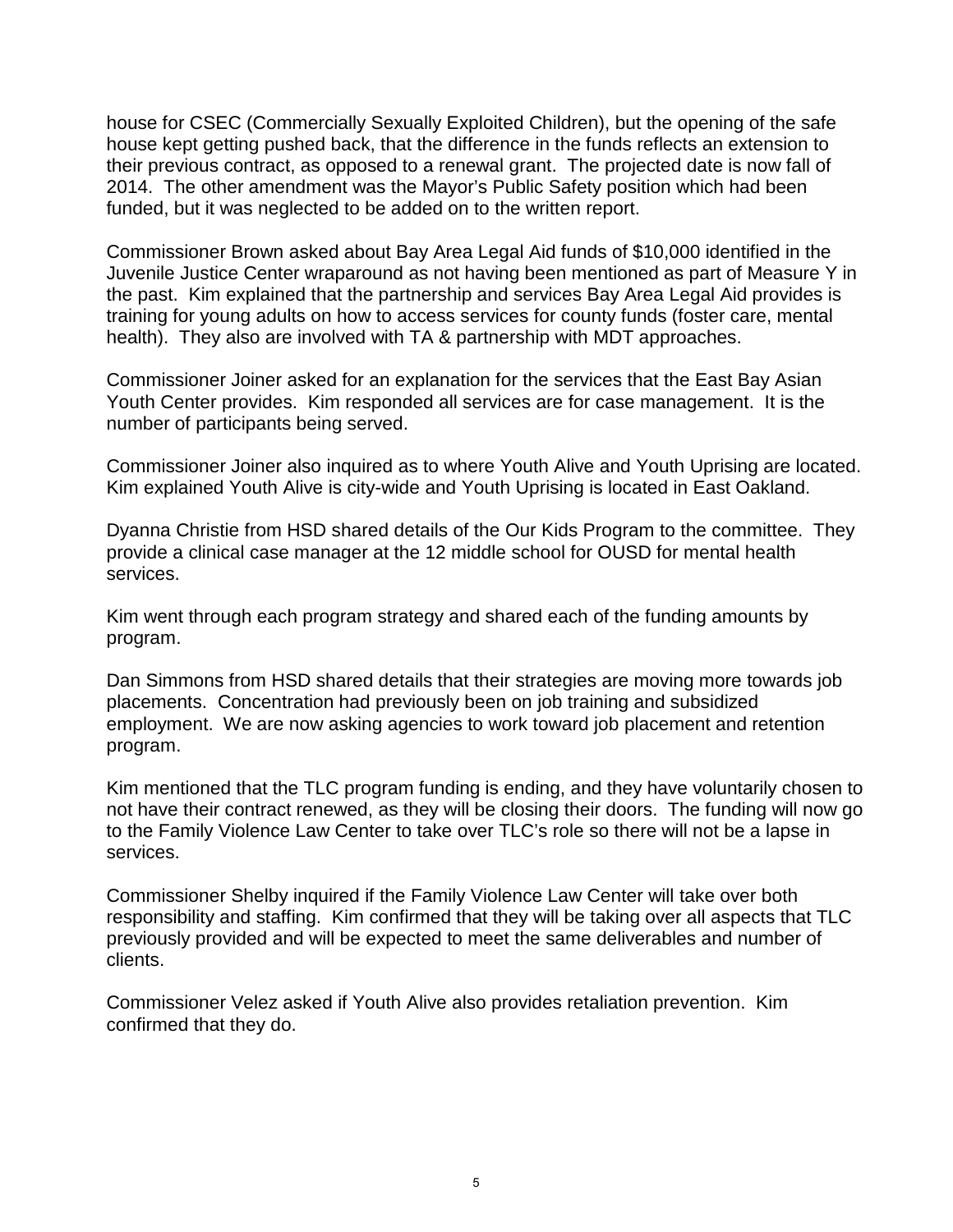house for CSEC (Commercially Sexually Exploited Children), but the opening of the safe house kept getting pushed back, that the difference in the funds reflects an extension to their previous contract, as opposed to a renewal grant. The projected date is now fall of 2014. The other amendment was the Mayor's Public Safety position which had been funded, but it was neglected to be added on to the written report.

Commissioner Brown asked about Bay Area Legal Aid funds of $10,000 identified in the Juvenile Justice Center wraparound as not having been mentioned as part of Measure Y in the past. Kim explained that the partnership and services Bay Area Legal Aid provides is training for young adults on how to access services for county funds (foster care, mental health). They also are involved with TA & partnership with MDT approaches.

Commissioner Joiner asked for an explanation for the services that the East Bay Asian Youth Center provides. Kim responded all services are for case management. It is the number of participants being served.

Commissioner Joiner also inquired as to where Youth Alive and Youth Uprising are located. Kim explained Youth Alive is city-wide and Youth Uprising is located in East Oakland.

Dyanna Christie from HSD shared details of the Our Kids Program to the committee. They provide a clinical case manager at the 12 middle school for OUSD for mental health services.

Kim went through each program strategy and shared each of the funding amounts by program.

Dan Simmons from HSD shared details that their strategies are moving more towards job placements. Concentration had previously been on job training and subsidized employment. We are now asking agencies to work toward job placement and retention program.

Kim mentioned that the TLC program funding is ending, and they have voluntarily chosen to not have their contract renewed, as they will be closing their doors. The funding will now go to the Family Violence Law Center to take over TLC's role so there will not be a lapse in services.

Commissioner Shelby inquired if the Family Violence Law Center will take over both responsibility and staffing. Kim confirmed that they will be taking over all aspects that TLC previously provided and will be expected to meet the same deliverables and number of clients.

Commissioner Velez asked if Youth Alive also provides retaliation prevention. Kim confirmed that they do.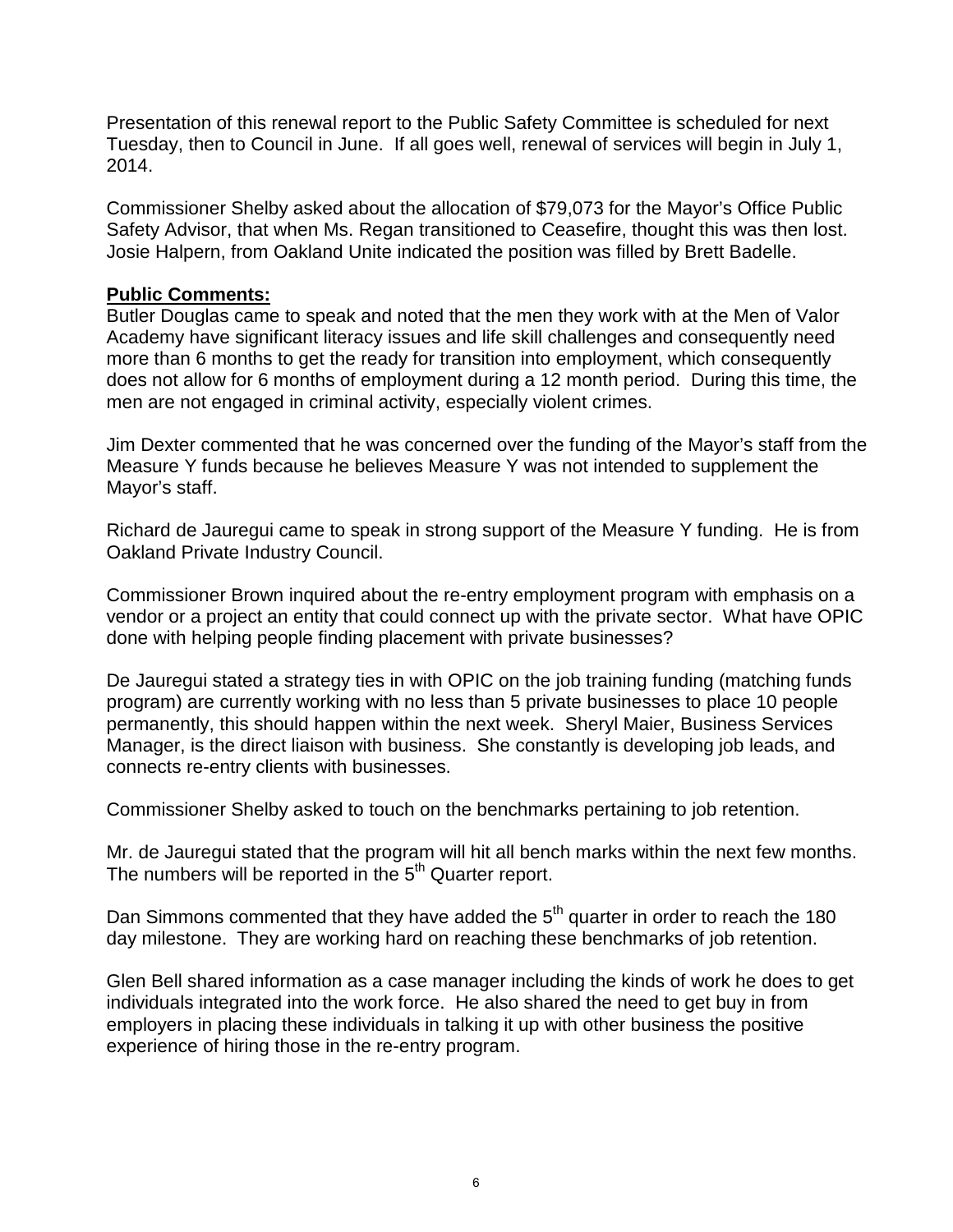Presentation of this renewal report to the Public Safety Committee is scheduled for next Tuesday, then to Council in June. If all goes well, renewal of services will begin in July 1, 2014.

Commissioner Shelby asked about the allocation of $79,073 for the Mayor's Office Public Safety Advisor, that when Ms. Regan transitioned to Ceasefire, thought this was then lost. Josie Halpern, from Oakland Unite indicated the position was filled by Brett Badelle.

**Public Comments:**

Butler Douglas came to speak and noted that the men they work with at the Men of Valor Academy have significant literacy issues and life skill challenges and consequently need more than 6 months to get the ready for transition into employment, which consequently does not allow for 6 months of employment during a 12 month period. During this time, the men are not engaged in criminal activity, especially violent crimes.

Jim Dexter commented that he was concerned over the funding of the Mayor's staff from the Measure Y funds because he believes Measure Y was not intended to supplement the Mayor's staff.

Richard de Jauregui came to speak in strong support of the Measure Y funding. He is from Oakland Private Industry Council.

Commissioner Brown inquired about the re-entry employment program with emphasis on a vendor or a project an entity that could connect up with the private sector. What have OPIC done with helping people finding placement with private businesses?

De Jauregui stated a strategy ties in with OPIC on the job training funding (matching funds program) are currently working with no less than 5 private businesses to place 10 people permanently, this should happen within the next week. Sheryl Maier, Business Services Manager, is the direct liaison with business. She constantly is developing job leads, and connects re-entry clients with businesses.

Commissioner Shelby asked to touch on the benchmarks pertaining to job retention.

Mr. de Jauregui stated that the program will hit all bench marks within the next few months. The numbers will be reported in the 5th Quarter report.

Dan Simmons commented that they have added the 5th quarter in order to reach the 180 day milestone. They are working hard on reaching these benchmarks of job retention.

Glen Bell shared information as a case manager including the kinds of work he does to get individuals integrated into the work force. He also shared the need to get buy in from employers in placing these individuals in talking it up with other business the positive experience of hiring those in the re-entry program.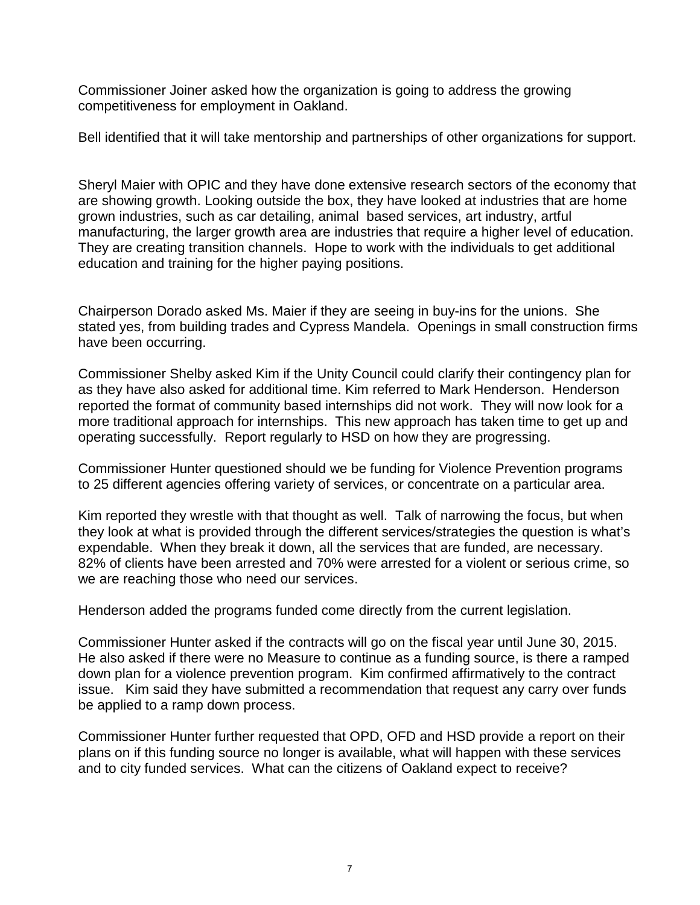Commissioner Joiner asked how the organization is going to address the growing competitiveness for employment in Oakland.

Bell identified that it will take mentorship and partnerships of other organizations for support.

Sheryl Maier with OPIC and they have done extensive research sectors of the economy that are showing growth. Looking outside the box, they have looked at industries that are home grown industries, such as car detailing, animal based services, art industry, artful manufacturing, the larger growth area are industries that require a higher level of education. They are creating transition channels. Hope to work with the individuals to get additional education and training for the higher paying positions.

Chairperson Dorado asked Ms. Maier if they are seeing in buy-ins for the unions. She stated yes, from building trades and Cypress Mandela. Openings in small construction firms have been occurring.

Commissioner Shelby asked Kim if the Unity Council could clarify their contingency plan for as they have also asked for additional time. Kim referred to Mark Henderson. Henderson reported the format of community based internships did not work. They will now look for a more traditional approach for internships. This new approach has taken time to get up and operating successfully. Report regularly to HSD on how they are progressing.

Commissioner Hunter questioned should we be funding for Violence Prevention programs to 25 different agencies offering variety of services, or concentrate on a particular area.

Kim reported they wrestle with that thought as well. Talk of narrowing the focus, but when they look at what is provided through the different services/strategies the question is what's expendable. When they break it down, all the services that are funded, are necessary. 82% of clients have been arrested and 70% were arrested for a violent or serious crime, so we are reaching those who need our services.

Henderson added the programs funded come directly from the current legislation.

Commissioner Hunter asked if the contracts will go on the fiscal year until June 30, 2015. He also asked if there were no Measure to continue as a funding source, is there a ramped down plan for a violence prevention program. Kim confirmed affirmatively to the contract issue. Kim said they have submitted a recommendation that request any carry over funds be applied to a ramp down process.

Commissioner Hunter further requested that OPD, OFD and HSD provide a report on their plans on if this funding source no longer is available, what will happen with these services and to city funded services. What can the citizens of Oakland expect to receive?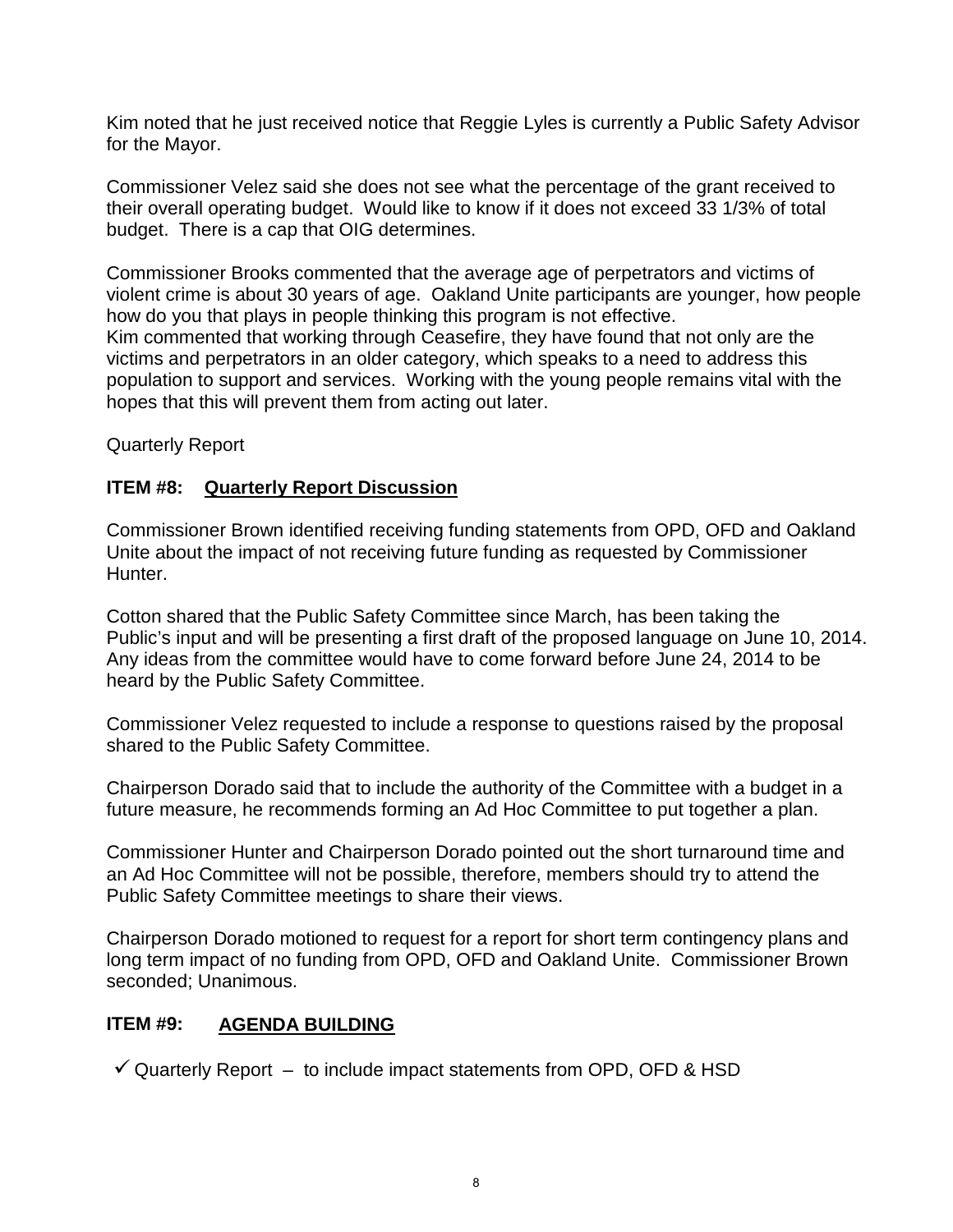Kim noted that he just received notice that Reggie Lyles is currently a Public Safety Advisor for the Mayor.

Commissioner Velez said she does not see what the percentage of the grant received to their overall operating budget. Would like to know if it does not exceed 33 1/3% of total budget. There is a cap that OIG determines.

Commissioner Brooks commented that the average age of perpetrators and victims of violent crime is about 30 years of age. Oakland Unite participants are younger, how people how do you that plays in people thinking this program is not effective.
Kim commented that working through Ceasefire, they have found that not only are the victims and perpetrators in an older category, which speaks to a need to address this population to support and services. Working with the young people remains vital with the hopes that this will prevent them from acting out later.

Quarterly Report

**ITEM #8: Quarterly Report Discussion**

Commissioner Brown identified receiving funding statements from OPD, OFD and Oakland Unite about the impact of not receiving future funding as requested by Commissioner Hunter.

Cotton shared that the Public Safety Committee since March, has been taking the Public's input and will be presenting a first draft of the proposed language on June 10, 2014. Any ideas from the committee would have to come forward before June 24, 2014 to be heard by the Public Safety Committee.

Commissioner Velez requested to include a response to questions raised by the proposal shared to the Public Safety Committee.

Chairperson Dorado said that to include the authority of the Committee with a budget in a future measure, he recommends forming an Ad Hoc Committee to put together a plan.

Commissioner Hunter and Chairperson Dorado pointed out the short turnaround time and an Ad Hoc Committee will not be possible, therefore, members should try to attend the Public Safety Committee meetings to share their views.

Chairperson Dorado motioned to request for a report for short term contingency plans and long term impact of no funding from OPD, OFD and Oakland Unite. Commissioner Brown seconded; Unanimous.

**ITEM #9: AGENDA BUILDING**

- ✓ Quarterly Report – to include impact statements from OPD, OFD & HSD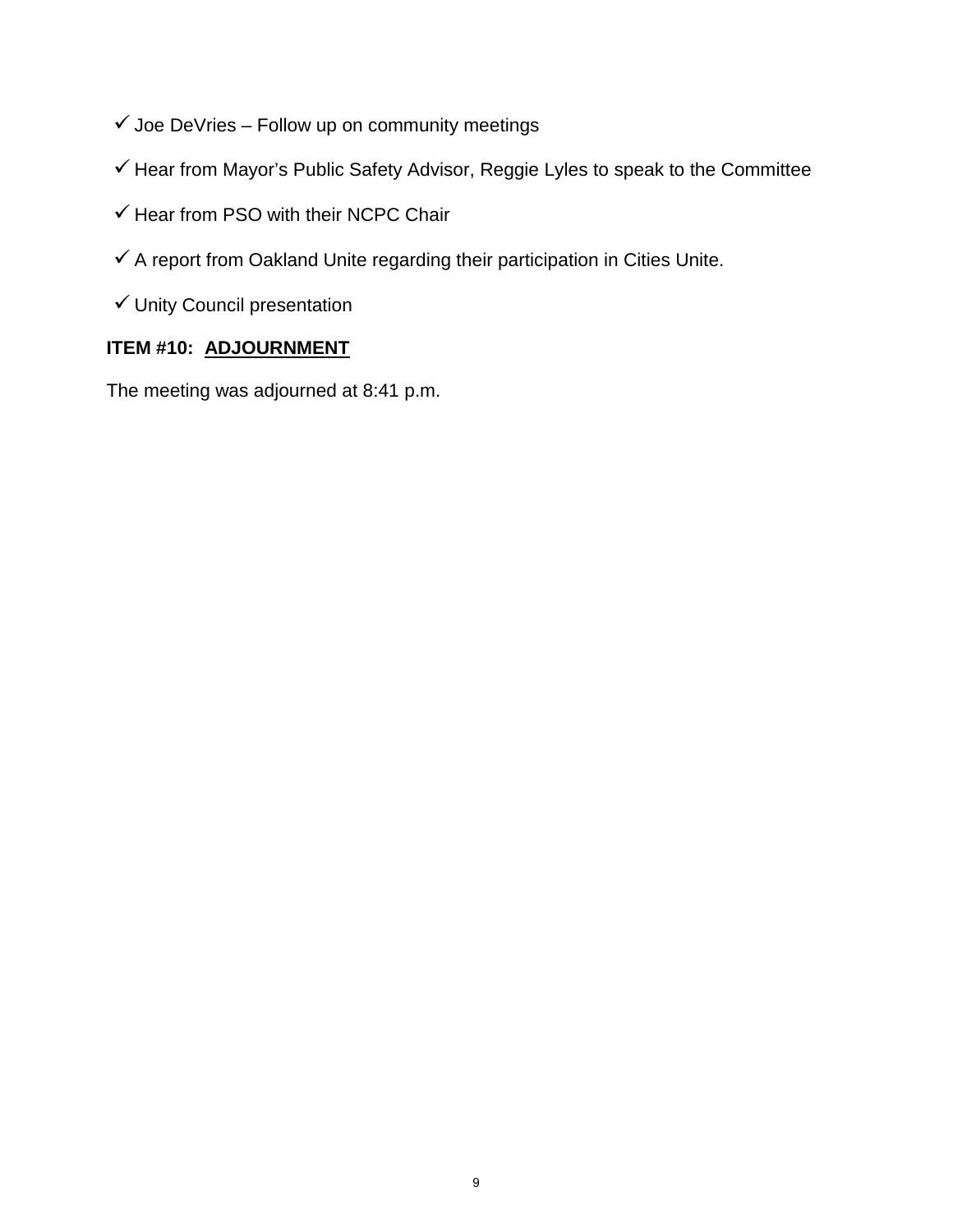- ✓ Joe DeVries – Follow up on community meetings
- ✓ Hear from Mayor's Public Safety Advisor, Reggie Lyles to speak to the Committee
- ✓ Hear from PSO with their NCPC Chair
- ✓ A report from Oakland Unite regarding their participation in Cities Unite.
- ✓ Unity Council presentation

**ITEM #10: ADJOURNMENT**

The meeting was adjourned at 8:41 p.m.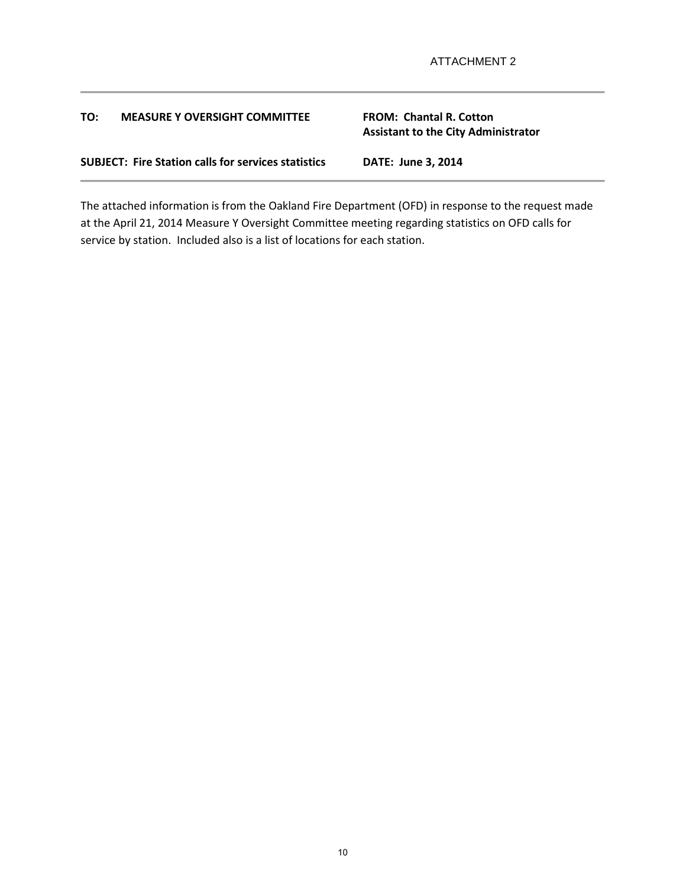ATTACHMENT 2

---

**TO: MEASURE Y OVERSIGHT COMMITTEE**

**FROM: Chantal R. Cotton**
**Assistant to the City Administrator**

**SUBJECT: Fire Station calls for services statistics**

**DATE: June 3, 2014**

---

The attached information is from the Oakland Fire Department (OFD) in response to the request made at the April 21, 2014 Measure Y Oversight Committee meeting regarding statistics on OFD calls for service by station. Included also is a list of locations for each station.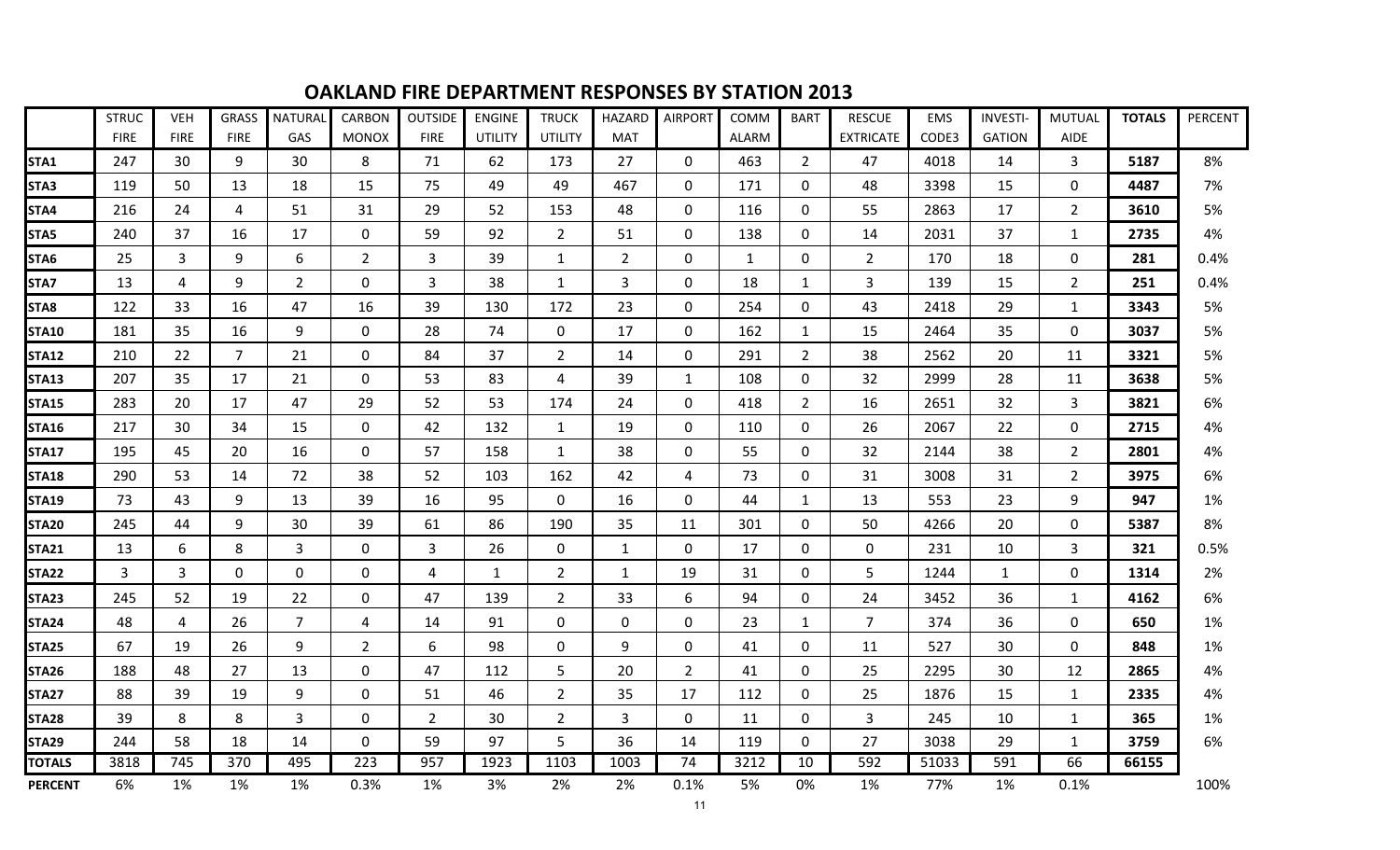## OAKLAND FIRE DEPARTMENT RESPONSES BY STATION 2013

| | STRUC FIRE | VEH FIRE | GRASS FIRE | NATURAL GAS | CARBON MONOX | OUTSIDE FIRE | ENGINE UTILITY | TRUCK UTILITY | HAZARD MAT | AIRPORT | COMM ALARM | BART | RESCUE EXTRICATE | EMS CODE3 | INVESTI-GATION | MUTUAL AIDE | **TOTALS** | PERCENT |
|---|---|---|---|---|---|---|---|---|---|---|---|---|---|---|---|---|---|---|
| **STA1** | 247 | 30 | 9 | 30 | 8 | 71 | 62 | 173 | 27 | 0 | 463 | 2 | 47 | 4018 | 14 | 3 | **5187** | 8% |
| **STA3** | 119 | 50 | 13 | 18 | 15 | 75 | 49 | 49 | 467 | 0 | 171 | 0 | 48 | 3398 | 15 | 0 | **4487** | 7% |
| **STA4** | 216 | 24 | 4 | 51 | 31 | 29 | 52 | 153 | 48 | 0 | 116 | 0 | 55 | 2863 | 17 | 2 | **3610** | 5% |
| **STA5** | 240 | 37 | 16 | 17 | 0 | 59 | 92 | 2 | 51 | 0 | 138 | 0 | 14 | 2031 | 37 | 1 | **2735** | 4% |
| **STA6** | 25 | 3 | 9 | 6 | 2 | 3 | 39 | 1 | 2 | 0 | 1 | 0 | 2 | 170 | 18 | 0 | **281** | 0.4% |
| **STA7** | 13 | 4 | 9 | 2 | 0 | 3 | 38 | 1 | 3 | 0 | 18 | 1 | 3 | 139 | 15 | 2 | **251** | 0.4% |
| **STA8** | 122 | 33 | 16 | 47 | 16 | 39 | 130 | 172 | 23 | 0 | 254 | 0 | 43 | 2418 | 29 | 1 | **3343** | 5% |
| **STA10** | 181 | 35 | 16 | 9 | 0 | 28 | 74 | 0 | 17 | 0 | 162 | 1 | 15 | 2464 | 35 | 0 | **3037** | 5% |
| **STA12** | 210 | 22 | 7 | 21 | 0 | 84 | 37 | 2 | 14 | 0 | 291 | 2 | 38 | 2562 | 20 | 11 | **3321** | 5% |
| **STA13** | 207 | 35 | 17 | 21 | 0 | 53 | 83 | 4 | 39 | 1 | 108 | 0 | 32 | 2999 | 28 | 11 | **3638** | 5% |
| **STA15** | 283 | 20 | 17 | 47 | 29 | 52 | 53 | 174 | 24 | 0 | 418 | 2 | 16 | 2651 | 32 | 3 | **3821** | 6% |
| **STA16** | 217 | 30 | 34 | 15 | 0 | 42 | 132 | 1 | 19 | 0 | 110 | 0 | 26 | 2067 | 22 | 0 | **2715** | 4% |
| **STA17** | 195 | 45 | 20 | 16 | 0 | 57 | 158 | 1 | 38 | 0 | 55 | 0 | 32 | 2144 | 38 | 2 | **2801** | 4% |
| **STA18** | 290 | 53 | 14 | 72 | 38 | 52 | 103 | 162 | 42 | 4 | 73 | 0 | 31 | 3008 | 31 | 2 | **3975** | 6% |
| **STA19** | 73 | 43 | 9 | 13 | 39 | 16 | 95 | 0 | 16 | 0 | 44 | 1 | 13 | 553 | 23 | 9 | **947** | 1% |
| **STA20** | 245 | 44 | 9 | 30 | 39 | 61 | 86 | 190 | 35 | 11 | 301 | 0 | 50 | 4266 | 20 | 0 | **5387** | 8% |
| **STA21** | 13 | 6 | 8 | 3 | 0 | 3 | 26 | 0 | 1 | 0 | 17 | 0 | 0 | 231 | 10 | 3 | **321** | 0.5% |
| **STA22** | 3 | 3 | 0 | 0 | 0 | 4 | 1 | 2 | 1 | 19 | 31 | 0 | 5 | 1244 | 1 | 0 | **1314** | 2% |
| **STA23** | 245 | 52 | 19 | 22 | 0 | 47 | 139 | 2 | 33 | 6 | 94 | 0 | 24 | 3452 | 36 | 1 | **4162** | 6% |
| **STA24** | 48 | 4 | 26 | 7 | 4 | 14 | 91 | 0 | 0 | 0 | 23 | 1 | 7 | 374 | 36 | 0 | **650** | 1% |
| **STA25** | 67 | 19 | 26 | 9 | 2 | 6 | 98 | 0 | 9 | 0 | 41 | 0 | 11 | 527 | 30 | 0 | **848** | 1% |
| **STA26** | 188 | 48 | 27 | 13 | 0 | 47 | 112 | 5 | 20 | 2 | 41 | 0 | 25 | 2295 | 30 | 12 | **2865** | 4% |
| **STA27** | 88 | 39 | 19 | 9 | 0 | 51 | 46 | 2 | 35 | 17 | 112 | 0 | 25 | 1876 | 15 | 1 | **2335** | 4% |
| **STA28** | 39 | 8 | 8 | 3 | 0 | 2 | 30 | 2 | 3 | 0 | 11 | 0 | 3 | 245 | 10 | 1 | **365** | 1% |
| **STA29** | 244 | 58 | 18 | 14 | 0 | 59 | 97 | 5 | 36 | 14 | 119 | 0 | 27 | 3038 | 29 | 1 | **3759** | 6% |
| **TOTALS** | 3818 | 745 | 370 | 495 | 223 | 957 | 1923 | 1103 | 1003 | 74 | 3212 | 10 | 592 | 51033 | 591 | 66 | **66155** | |
| **PERCENT** | 6% | 1% | 1% | 1% | 0.3% | 1% | 3% | 2% | 2% | 0.1% | 5% | 0% | 1% | 77% | 1% | 0.1% | | 100% |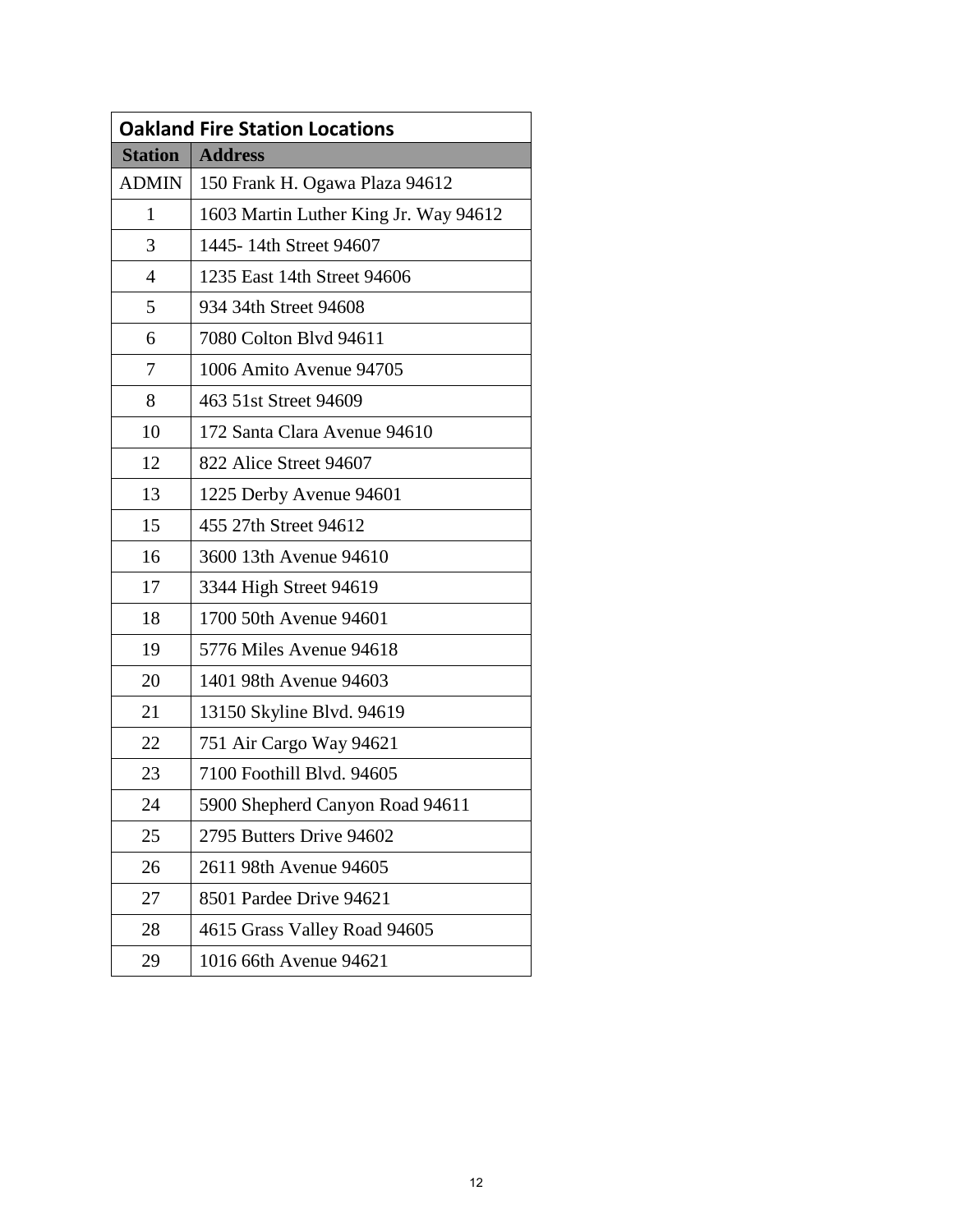| Oakland Fire Station Locations | |
|---|---|
| **Station** | **Address** |
| ADMIN | 150 Frank H. Ogawa Plaza 94612 |
| 1 | 1603 Martin Luther King Jr. Way 94612 |
| 3 | 1445- 14th Street 94607 |
| 4 | 1235 East 14th Street 94606 |
| 5 | 934 34th Street 94608 |
| 6 | 7080 Colton Blvd 94611 |
| 7 | 1006 Amito Avenue 94705 |
| 8 | 463 51st Street 94609 |
| 10 | 172 Santa Clara Avenue 94610 |
| 12 | 822 Alice Street 94607 |
| 13 | 1225 Derby Avenue 94601 |
| 15 | 455 27th Street 94612 |
| 16 | 3600 13th Avenue 94610 |
| 17 | 3344 High Street 94619 |
| 18 | 1700 50th Avenue 94601 |
| 19 | 5776 Miles Avenue 94618 |
| 20 | 1401 98th Avenue 94603 |
| 21 | 13150 Skyline Blvd. 94619 |
| 22 | 751 Air Cargo Way 94621 |
| 23 | 7100 Foothill Blvd. 94605 |
| 24 | 5900 Shepherd Canyon Road 94611 |
| 25 | 2795 Butters Drive 94602 |
| 26 | 2611 98th Avenue 94605 |
| 27 | 8501 Pardee Drive 94621 |
| 28 | 4615 Grass Valley Road 94605 |
| 29 | 1016 66th Avenue 94621 |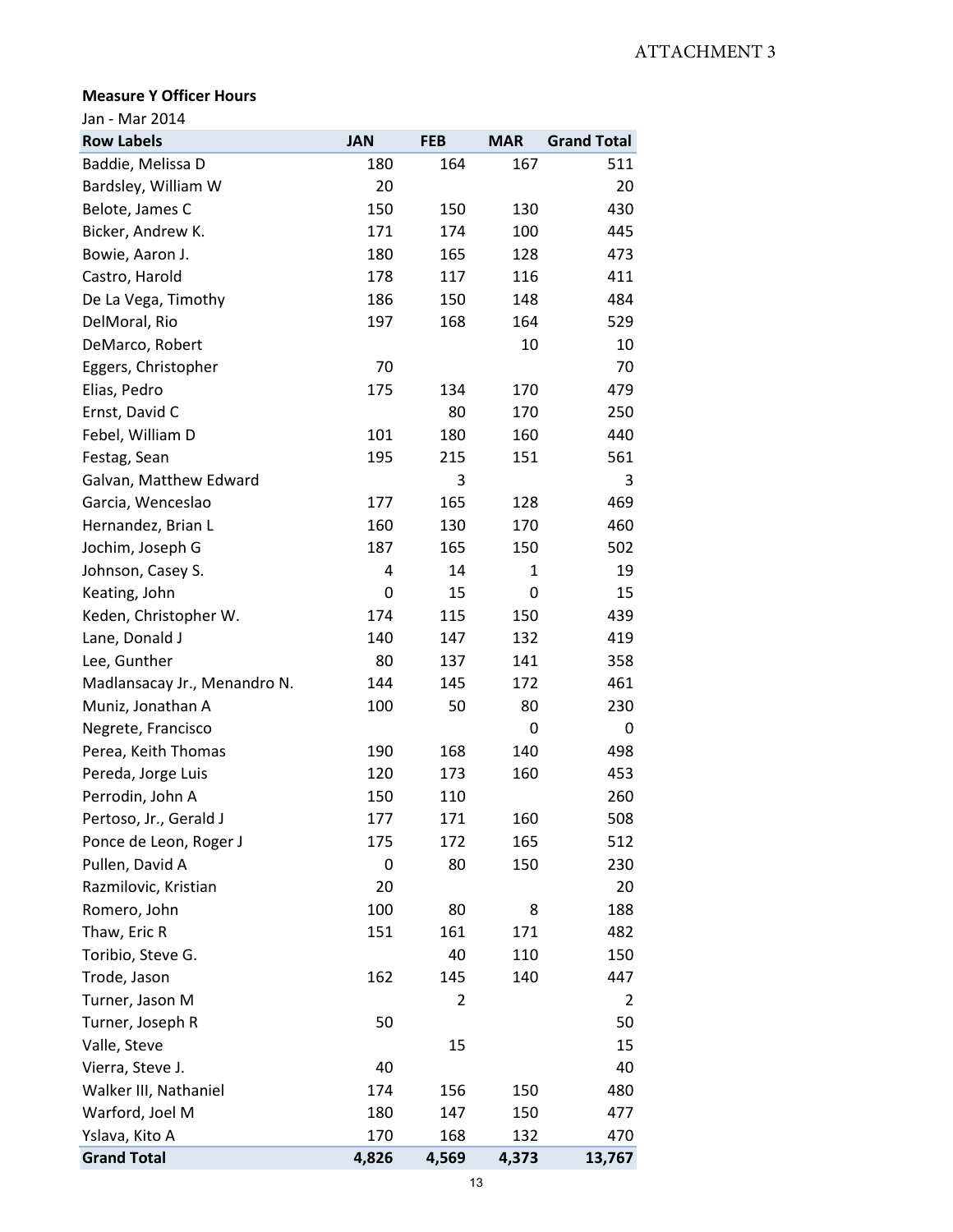ATTACHMENT 3

**Measure Y Officer Hours**

Jan - Mar 2014

| Row Labels | JAN | FEB | MAR | Grand Total |
|---|---|---|---|---|
| Baddie, Melissa D | 180 | 164 | 167 | 511 |
| Bardsley, William W | 20 | | | 20 |
| Belote, James C | 150 | 150 | 130 | 430 |
| Bicker, Andrew K. | 171 | 174 | 100 | 445 |
| Bowie, Aaron J. | 180 | 165 | 128 | 473 |
| Castro, Harold | 178 | 117 | 116 | 411 |
| De La Vega, Timothy | 186 | 150 | 148 | 484 |
| DelMoral, Rio | 197 | 168 | 164 | 529 |
| DeMarco, Robert | | | 10 | 10 |
| Eggers, Christopher | 70 | | | 70 |
| Elias, Pedro | 175 | 134 | 170 | 479 |
| Ernst, David C | | 80 | 170 | 250 |
| Febel, William D | 101 | 180 | 160 | 440 |
| Festag, Sean | 195 | 215 | 151 | 561 |
| Galvan, Matthew Edward | | 3 | | 3 |
| Garcia, Wenceslao | 177 | 165 | 128 | 469 |
| Hernandez, Brian L | 160 | 130 | 170 | 460 |
| Jochim, Joseph G | 187 | 165 | 150 | 502 |
| Johnson, Casey S. | 4 | 14 | 1 | 19 |
| Keating, John | 0 | 15 | 0 | 15 |
| Keden, Christopher W. | 174 | 115 | 150 | 439 |
| Lane, Donald J | 140 | 147 | 132 | 419 |
| Lee, Gunther | 80 | 137 | 141 | 358 |
| Madlansacay Jr., Menandro N. | 144 | 145 | 172 | 461 |
| Muniz, Jonathan A | 100 | 50 | 80 | 230 |
| Negrete, Francisco | | | 0 | 0 |
| Perea, Keith Thomas | 190 | 168 | 140 | 498 |
| Pereda, Jorge Luis | 120 | 173 | 160 | 453 |
| Perrodin, John A | 150 | 110 | | 260 |
| Pertoso, Jr., Gerald J | 177 | 171 | 160 | 508 |
| Ponce de Leon, Roger J | 175 | 172 | 165 | 512 |
| Pullen, David A | 0 | 80 | 150 | 230 |
| Razmilovic, Kristian | 20 | | | 20 |
| Romero, John | 100 | 80 | 8 | 188 |
| Thaw, Eric R | 151 | 161 | 171 | 482 |
| Toribio, Steve G. | | 40 | 110 | 150 |
| Trode, Jason | 162 | 145 | 140 | 447 |
| Turner, Jason M | | 2 | | 2 |
| Turner, Joseph R | 50 | | | 50 |
| Valle, Steve | | 15 | | 15 |
| Vierra, Steve J. | 40 | | | 40 |
| Walker III, Nathaniel | 174 | 156 | 150 | 480 |
| Warford, Joel M | 180 | 147 | 150 | 477 |
| Yslava, Kito A | 170 | 168 | 132 | 470 |
| **Grand Total** | **4,826** | **4,569** | **4,373** | **13,767** |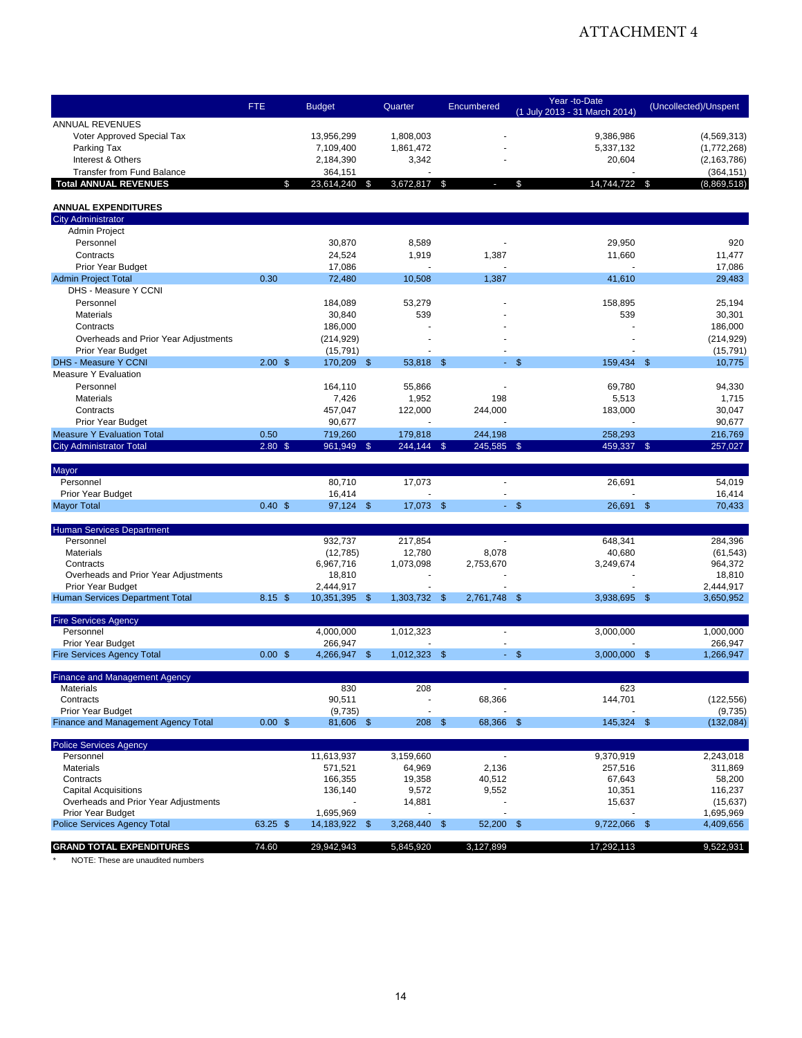ATTACHMENT 4

| | FTE | Budget | Quarter | Encumbered | Year -to-Date (1 July 2013 - 31 March 2014) | (Uncollected)/Unspent |
|---|---|---|---|---|---|---|
| ANNUAL REVENUES | | | | | | |
| Voter Approved Special Tax | | 13,956,299 | 1,808,003 | - | 9,386,986 | (4,569,313) |
| Parking Tax | | 7,109,400 | 1,861,472 | - | 5,337,132 | (1,772,268) |
| Interest & Others | | 2,184,390 | 3,342 | - | 20,604 | (2,163,786) |
| Transfer from Fund Balance | | 364,151 | - | | - | (364,151) |
| **Total ANNUAL REVENUES** | | $ 23,614,240 | $ 3,672,817 | $ - | $ 14,744,722 | $ (8,869,518) |
| **ANNUAL EXPENDITURES** | | | | | | |
| City Administrator | | | | | | |
| Admin Project | | | | | | |
| Personnel | | 30,870 | 8,589 | - | 29,950 | 920 |
| Contracts | | 24,524 | 1,919 | 1,387 | 11,660 | 11,477 |
| Prior Year Budget | | 17,086 | - | - | - | 17,086 |
| Admin Project Total | 0.30 | 72,480 | 10,508 | 1,387 | 41,610 | 29,483 |
| DHS - Measure Y CCNI | | | | | | |
| Personnel | | 184,089 | 53,279 | - | 158,895 | 25,194 |
| Materials | | 30,840 | 539 | - | 539 | 30,301 |
| Contracts | | 186,000 | - | - | - | 186,000 |
| Overheads and Prior Year Adjustments | | (214,929) | - | - | - | (214,929) |
| Prior Year Budget | | (15,791) | - | - | - | (15,791) |
| DHS - Measure Y CCNI | 2.00 | $ 170,209 | $ 53,818 | $ - | $ 159,434 | $ 10,775 |
| Measure Y Evaluation | | | | | | |
| Personnel | | 164,110 | 55,866 | - | 69,780 | 94,330 |
| Materials | | 7,426 | 1,952 | 198 | 5,513 | 1,715 |
| Contracts | | 457,047 | 122,000 | 244,000 | 183,000 | 30,047 |
| Prior Year Budget | | 90,677 | - | - | - | 90,677 |
| Measure Y Evaluation Total | 0.50 | 719,260 | 179,818 | 244,198 | 258,293 | 216,769 |
| City Administrator Total | 2.80 | $ 961,949 | $ 244,144 | $ 245,585 | $ 459,337 | $ 257,027 |
| Mayor | | | | | | |
| Personnel | | 80,710 | 17,073 | - | 26,691 | 54,019 |
| Prior Year Budget | | 16,414 | - | - | - | 16,414 |
| Mayor Total | 0.40 | $ 97,124 | $ 17,073 | $ - | $ 26,691 | $ 70,433 |
| Human Services Department | | | | | | |
| Personnel | | 932,737 | 217,854 | - | 648,341 | 284,396 |
| Materials | | (12,785) | 12,780 | 8,078 | 40,680 | (61,543) |
| Contracts | | 6,967,716 | 1,073,098 | 2,753,670 | 3,249,674 | 964,372 |
| Overheads and Prior Year Adjustments | | 18,810 | - | - | - | 18,810 |
| Prior Year Budget | | 2,444,917 | - | - | - | 2,444,917 |
| Human Services Department Total | 8.15 | $ 10,351,395 | $ 1,303,732 | $ 2,761,748 | $ 3,938,695 | $ 3,650,952 |
| Fire Services Agency | | | | | | |
| Personnel | | 4,000,000 | 1,012,323 | - | 3,000,000 | 1,000,000 |
| Prior Year Budget | | 266,947 | - | - | - | 266,947 |
| Fire Services Agency Total | 0.00 | $ 4,266,947 | $ 1,012,323 | $ - | $ 3,000,000 | $ 1,266,947 |
| Finance and Management Agency | | | | | | |
| Materials | | 830 | 208 | - | 623 | |
| Contracts | | 90,511 | - | 68,366 | 144,701 | (122,556) |
| Prior Year Budget | | (9,735) | - | - | - | (9,735) |
| Finance and Management Agency Total | 0.00 | $ 81,606 | $ 208 | $ 68,366 | $ 145,324 | $ (132,084) |
| Police Services Agency | | | | | | |
| Personnel | | 11,613,937 | 3,159,660 | - | 9,370,919 | 2,243,018 |
| Materials | | 571,521 | 64,969 | 2,136 | 257,516 | 311,869 |
| Contracts | | 166,355 | 19,358 | 40,512 | 67,643 | 58,200 |
| Capital Acquisitions | | 136,140 | 9,572 | 9,552 | 10,351 | 116,237 |
| Overheads and Prior Year Adjustments | | - | 14,881 | - | 15,637 | (15,637) |
| Prior Year Budget | | 1,695,969 | - | - | - | 1,695,969 |
| Police Services Agency Total | 63.25 | $ 14,183,922 | $ 3,268,440 | $ 52,200 | $ 9,722,066 | $ 4,409,656 |
| **GRAND TOTAL EXPENDITURES** | 74.60 | 29,942,943 | 5,845,920 | 3,127,899 | 17,292,113 | 9,522,931 |

\* NOTE: These are unaudited numbers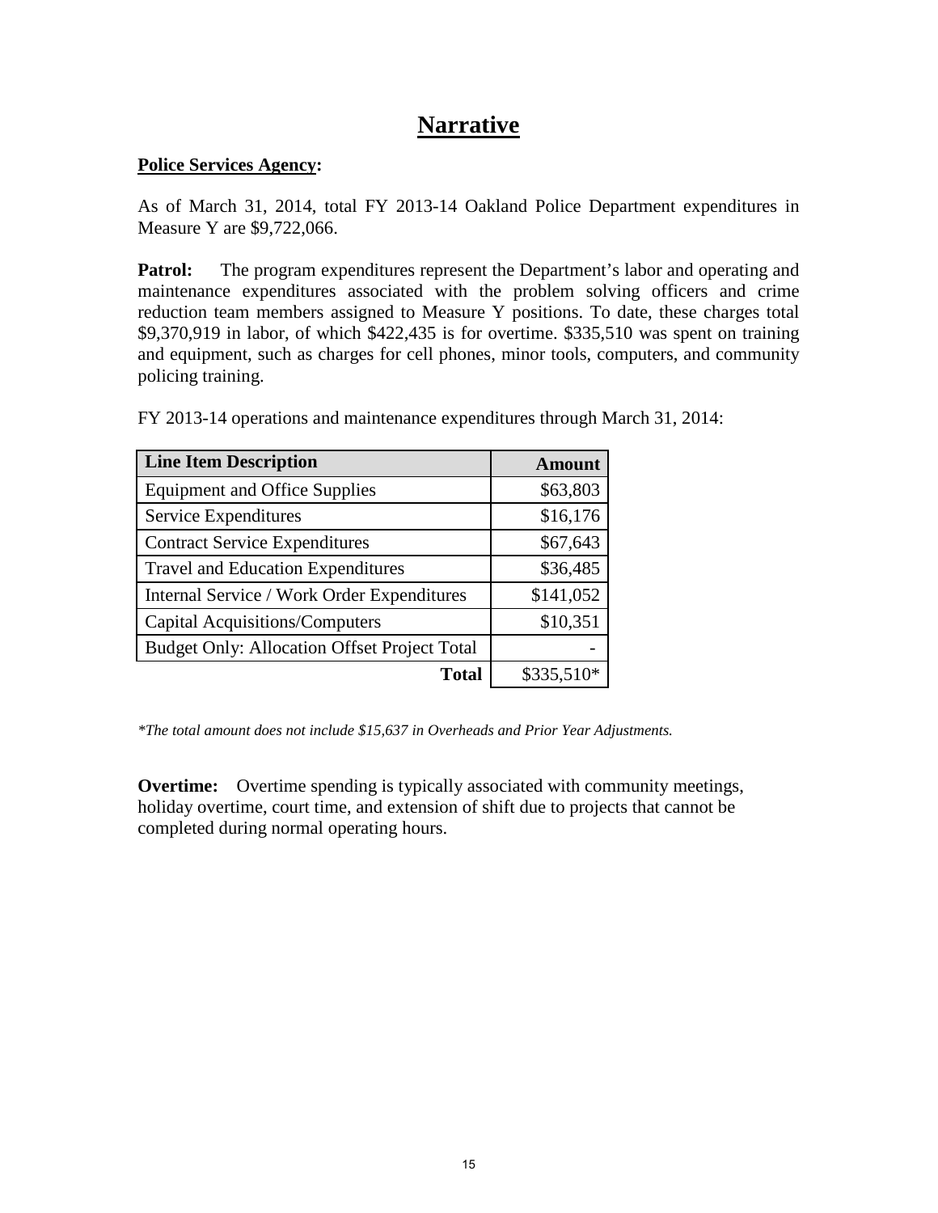# Narrative

**Police Services Agency:**

As of March 31, 2014, total FY 2013-14 Oakland Police Department expenditures in Measure Y are $9,722,066.

**Patrol:** The program expenditures represent the Department's labor and operating and maintenance expenditures associated with the problem solving officers and crime reduction team members assigned to Measure Y positions. To date, these charges total $9,370,919 in labor, of which $422,435 is for overtime. $335,510 was spent on training and equipment, such as charges for cell phones, minor tools, computers, and community policing training.

FY 2013-14 operations and maintenance expenditures through March 31, 2014:

| Line Item Description | Amount |
|---|---:|
| Equipment and Office Supplies | $63,803 |
| Service Expenditures | $16,176 |
| Contract Service Expenditures | $67,643 |
| Travel and Education Expenditures | $36,485 |
| Internal Service / Work Order Expenditures | $141,052 |
| Capital Acquisitions/Computers | $10,351 |
| Budget Only: Allocation Offset Project Total | - |
| **Total** | $335,510* |

*\*The total amount does not include $15,637 in Overheads and Prior Year Adjustments.*

**Overtime:** Overtime spending is typically associated with community meetings, holiday overtime, court time, and extension of shift due to projects that cannot be completed during normal operating hours.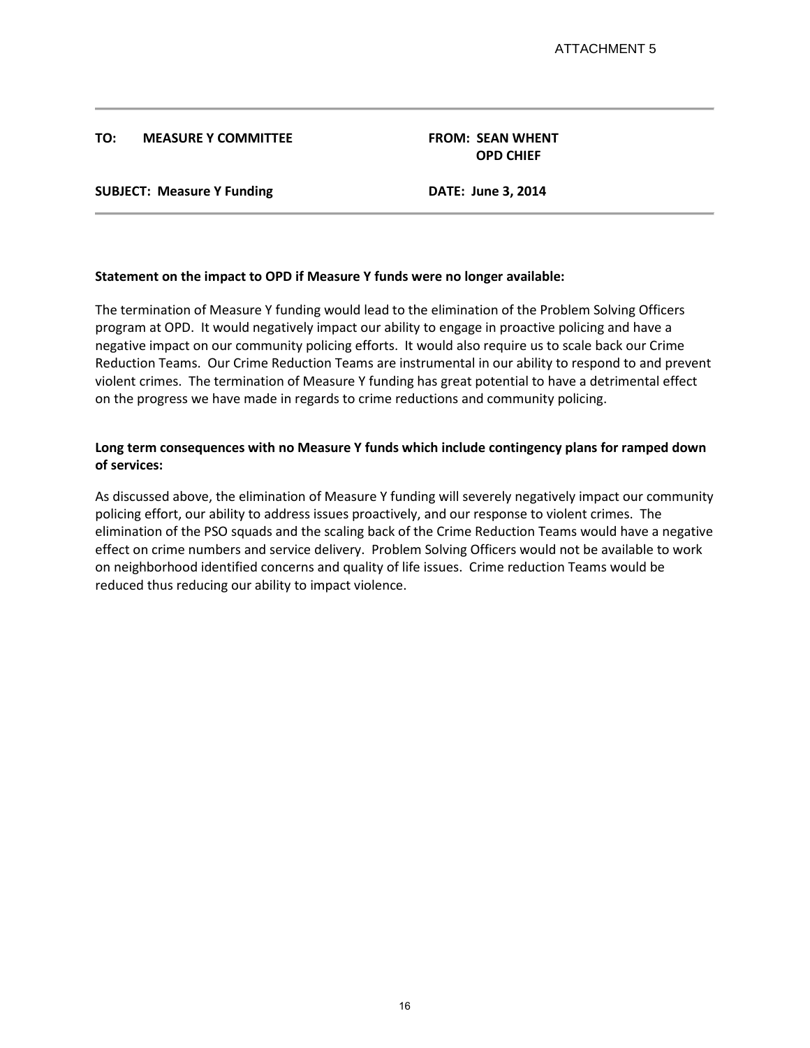ATTACHMENT 5

**TO: MEASURE Y COMMITTEE** | **FROM: SEAN WHENT, OPD CHIEF**

**SUBJECT: Measure Y Funding** | **DATE: June 3, 2014**

---

**Statement on the impact to OPD if Measure Y funds were no longer available:**

The termination of Measure Y funding would lead to the elimination of the Problem Solving Officers program at OPD. It would negatively impact our ability to engage in proactive policing and have a negative impact on our community policing efforts. It would also require us to scale back our Crime Reduction Teams. Our Crime Reduction Teams are instrumental in our ability to respond to and prevent violent crimes. The termination of Measure Y funding has great potential to have a detrimental effect on the progress we have made in regards to crime reductions and community policing.

**Long term consequences with no Measure Y funds which include contingency plans for ramped down of services:**

As discussed above, the elimination of Measure Y funding will severely negatively impact our community policing effort, our ability to address issues proactively, and our response to violent crimes. The elimination of the PSO squads and the scaling back of the Crime Reduction Teams would have a negative effect on crime numbers and service delivery. Problem Solving Officers would not be available to work on neighborhood identified concerns and quality of life issues. Crime reduction Teams would be reduced thus reducing our ability to impact violence.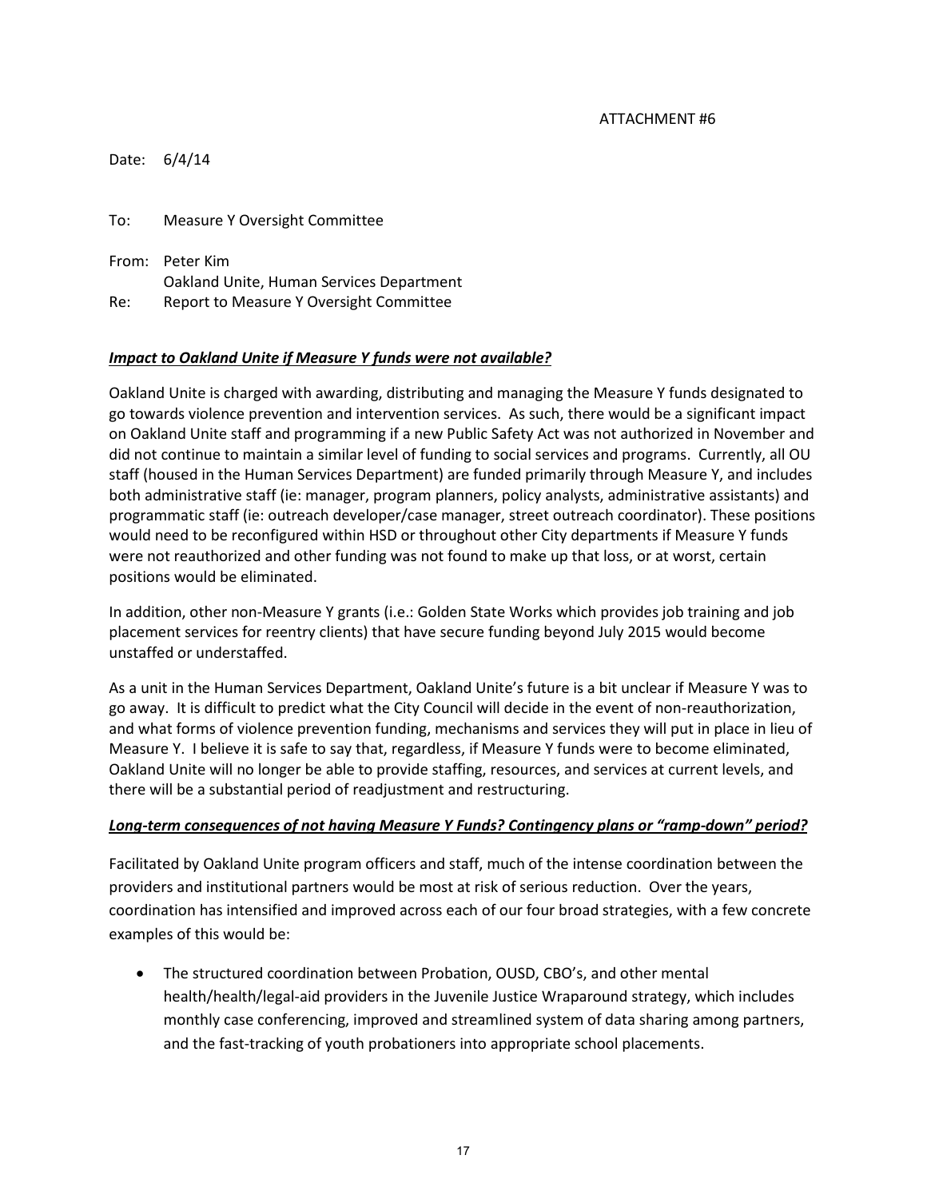ATTACHMENT #6

Date: 6/4/14

To: Measure Y Oversight Committee

From: Peter Kim
Oakland Unite, Human Services Department

Re: Report to Measure Y Oversight Committee

***Impact to Oakland Unite if Measure Y funds were not available?***

Oakland Unite is charged with awarding, distributing and managing the Measure Y funds designated to go towards violence prevention and intervention services. As such, there would be a significant impact on Oakland Unite staff and programming if a new Public Safety Act was not authorized in November and did not continue to maintain a similar level of funding to social services and programs. Currently, all OU staff (housed in the Human Services Department) are funded primarily through Measure Y, and includes both administrative staff (ie: manager, program planners, policy analysts, administrative assistants) and programmatic staff (ie: outreach developer/case manager, street outreach coordinator). These positions would need to be reconfigured within HSD or throughout other City departments if Measure Y funds were not reauthorized and other funding was not found to make up that loss, or at worst, certain positions would be eliminated.

In addition, other non-Measure Y grants (i.e.: Golden State Works which provides job training and job placement services for reentry clients) that have secure funding beyond July 2015 would become unstaffed or understaffed.

As a unit in the Human Services Department, Oakland Unite's future is a bit unclear if Measure Y was to go away. It is difficult to predict what the City Council will decide in the event of non-reauthorization, and what forms of violence prevention funding, mechanisms and services they will put in place in lieu of Measure Y. I believe it is safe to say that, regardless, if Measure Y funds were to become eliminated, Oakland Unite will no longer be able to provide staffing, resources, and services at current levels, and there will be a substantial period of readjustment and restructuring.

***Long-term consequences of not having Measure Y Funds? Contingency plans or "ramp-down" period?***

Facilitated by Oakland Unite program officers and staff, much of the intense coordination between the providers and institutional partners would be most at risk of serious reduction. Over the years, coordination has intensified and improved across each of our four broad strategies, with a few concrete examples of this would be:

- The structured coordination between Probation, OUSD, CBO's, and other mental health/health/legal-aid providers in the Juvenile Justice Wraparound strategy, which includes monthly case conferencing, improved and streamlined system of data sharing among partners, and the fast-tracking of youth probationers into appropriate school placements.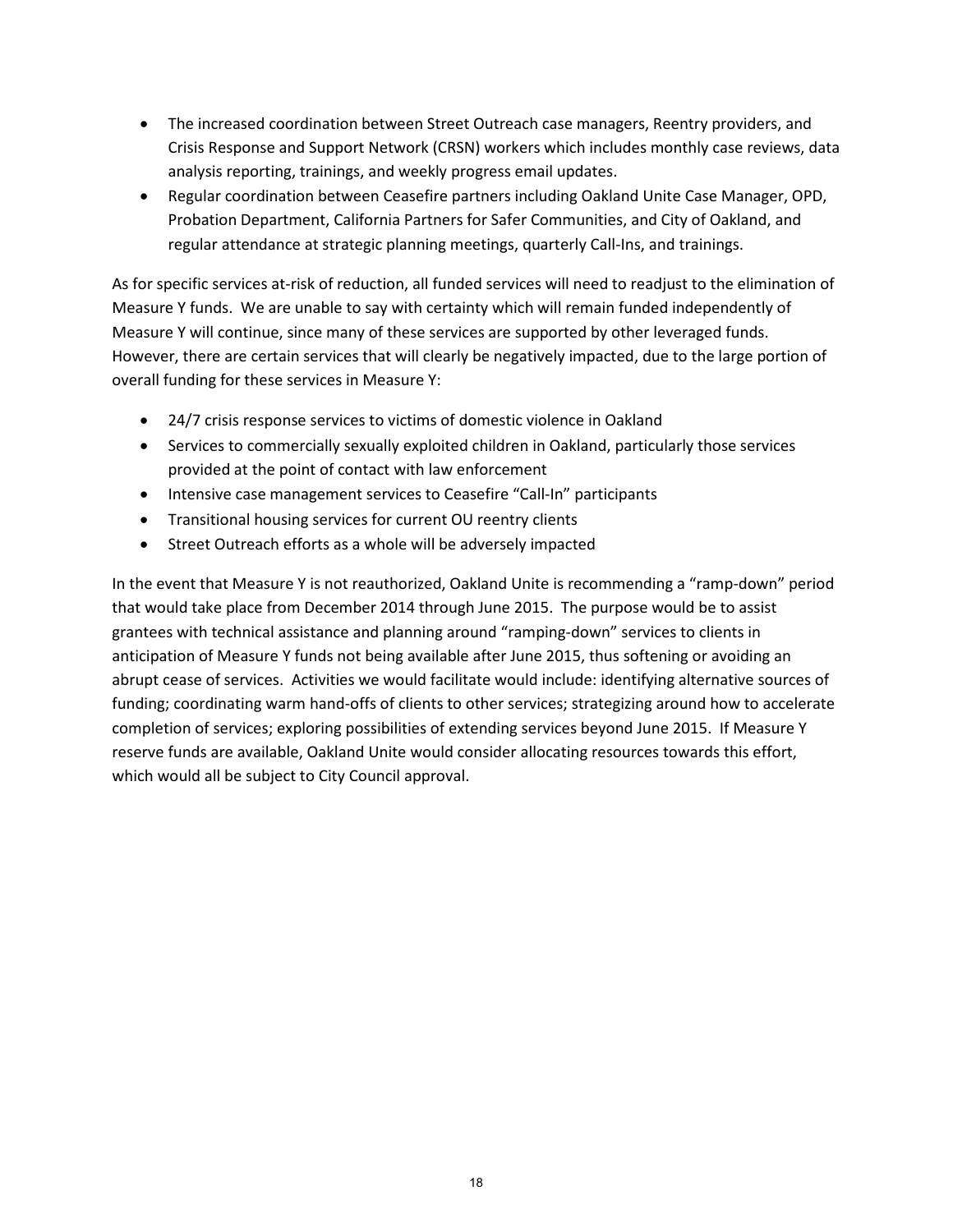- The increased coordination between Street Outreach case managers, Reentry providers, and Crisis Response and Support Network (CRSN) workers which includes monthly case reviews, data analysis reporting, trainings, and weekly progress email updates.
- Regular coordination between Ceasefire partners including Oakland Unite Case Manager, OPD, Probation Department, California Partners for Safer Communities, and City of Oakland, and regular attendance at strategic planning meetings, quarterly Call-Ins, and trainings.

As for specific services at-risk of reduction, all funded services will need to readjust to the elimination of Measure Y funds. We are unable to say with certainty which will remain funded independently of Measure Y will continue, since many of these services are supported by other leveraged funds. However, there are certain services that will clearly be negatively impacted, due to the large portion of overall funding for these services in Measure Y:

- 24/7 crisis response services to victims of domestic violence in Oakland
- Services to commercially sexually exploited children in Oakland, particularly those services provided at the point of contact with law enforcement
- Intensive case management services to Ceasefire "Call-In" participants
- Transitional housing services for current OU reentry clients
- Street Outreach efforts as a whole will be adversely impacted

In the event that Measure Y is not reauthorized, Oakland Unite is recommending a "ramp-down" period that would take place from December 2014 through June 2015. The purpose would be to assist grantees with technical assistance and planning around "ramping-down" services to clients in anticipation of Measure Y funds not being available after June 2015, thus softening or avoiding an abrupt cease of services. Activities we would facilitate would include: identifying alternative sources of funding; coordinating warm hand-offs of clients to other services; strategizing around how to accelerate completion of services; exploring possibilities of extending services beyond June 2015. If Measure Y reserve funds are available, Oakland Unite would consider allocating resources towards this effort, which would all be subject to City Council approval.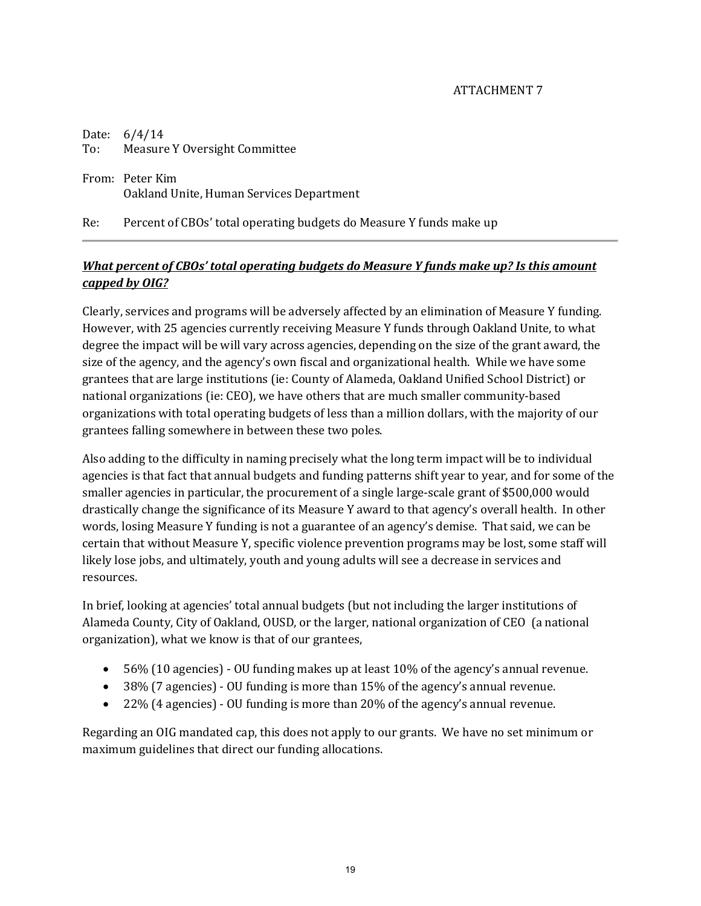ATTACHMENT 7

Date: 6/4/14
To: Measure Y Oversight Committee

From: Peter Kim
Oakland Unite, Human Services Department

Re: Percent of CBOs' total operating budgets do Measure Y funds make up

---

***What percent of CBOs' total operating budgets do Measure Y funds make up? Is this amount capped by OIG?***

Clearly, services and programs will be adversely affected by an elimination of Measure Y funding. However, with 25 agencies currently receiving Measure Y funds through Oakland Unite, to what degree the impact will be will vary across agencies, depending on the size of the grant award, the size of the agency, and the agency's own fiscal and organizational health. While we have some grantees that are large institutions (ie: County of Alameda, Oakland Unified School District) or national organizations (ie: CEO), we have others that are much smaller community-based organizations with total operating budgets of less than a million dollars, with the majority of our grantees falling somewhere in between these two poles.

Also adding to the difficulty in naming precisely what the long term impact will be to individual agencies is that fact that annual budgets and funding patterns shift year to year, and for some of the smaller agencies in particular, the procurement of a single large-scale grant of $500,000 would drastically change the significance of its Measure Y award to that agency's overall health. In other words, losing Measure Y funding is not a guarantee of an agency's demise. That said, we can be certain that without Measure Y, specific violence prevention programs may be lost, some staff will likely lose jobs, and ultimately, youth and young adults will see a decrease in services and resources.

In brief, looking at agencies' total annual budgets (but not including the larger institutions of Alameda County, City of Oakland, OUSD, or the larger, national organization of CEO (a national organization), what we know is that of our grantees,

- 56% (10 agencies) - OU funding makes up at least 10% of the agency's annual revenue.
- 38% (7 agencies) - OU funding is more than 15% of the agency's annual revenue.
- 22% (4 agencies) - OU funding is more than 20% of the agency's annual revenue.

Regarding an OIG mandated cap, this does not apply to our grants. We have no set minimum or maximum guidelines that direct our funding allocations.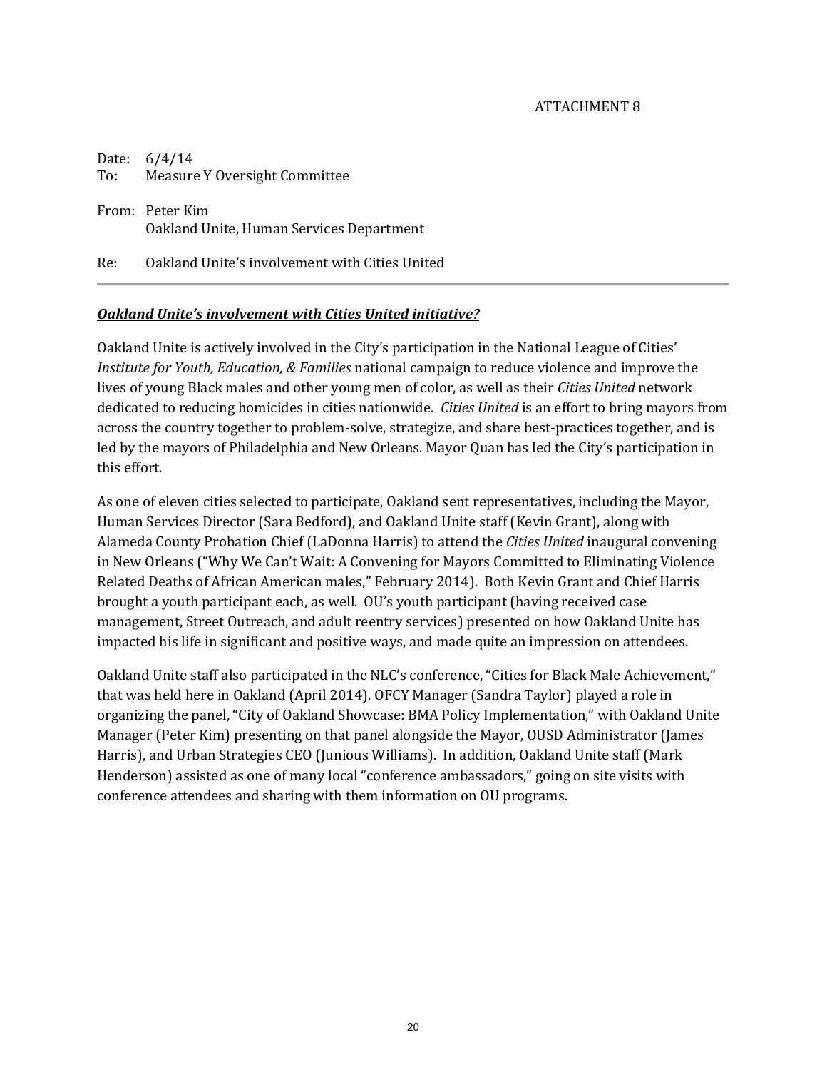ATTACHMENT 8

Date: 6/4/14
To: Measure Y Oversight Committee

From: Peter Kim
Oakland Unite, Human Services Department

Re: Oakland Unite's involvement with Cities United

---

***<u>Oakland Unite's involvement with Cities United initiative?</u>***

Oakland Unite is actively involved in the City's participation in the National League of Cities' *Institute for Youth, Education, & Families* national campaign to reduce violence and improve the lives of young Black males and other young men of color, as well as their *Cities United* network dedicated to reducing homicides in cities nationwide. *Cities United* is an effort to bring mayors from across the country together to problem-solve, strategize, and share best-practices together, and is led by the mayors of Philadelphia and New Orleans. Mayor Quan has led the City's participation in this effort.

As one of eleven cities selected to participate, Oakland sent representatives, including the Mayor, Human Services Director (Sara Bedford), and Oakland Unite staff (Kevin Grant), along with Alameda County Probation Chief (LaDonna Harris) to attend the *Cities United* inaugural convening in New Orleans ("Why We Can't Wait: A Convening for Mayors Committed to Eliminating Violence Related Deaths of African American males," February 2014). Both Kevin Grant and Chief Harris brought a youth participant each, as well. OU's youth participant (having received case management, Street Outreach, and adult reentry services) presented on how Oakland Unite has impacted his life in significant and positive ways, and made quite an impression on attendees.

Oakland Unite staff also participated in the NLC's conference, "Cities for Black Male Achievement," that was held here in Oakland (April 2014). OFCY Manager (Sandra Taylor) played a role in organizing the panel, "City of Oakland Showcase: BMA Policy Implementation," with Oakland Unite Manager (Peter Kim) presenting on that panel alongside the Mayor, OUSD Administrator (James Harris), and Urban Strategies CEO (Junious Williams). In addition, Oakland Unite staff (Mark Henderson) assisted as one of many local "conference ambassadors," going on site visits with conference attendees and sharing with them information on OU programs.